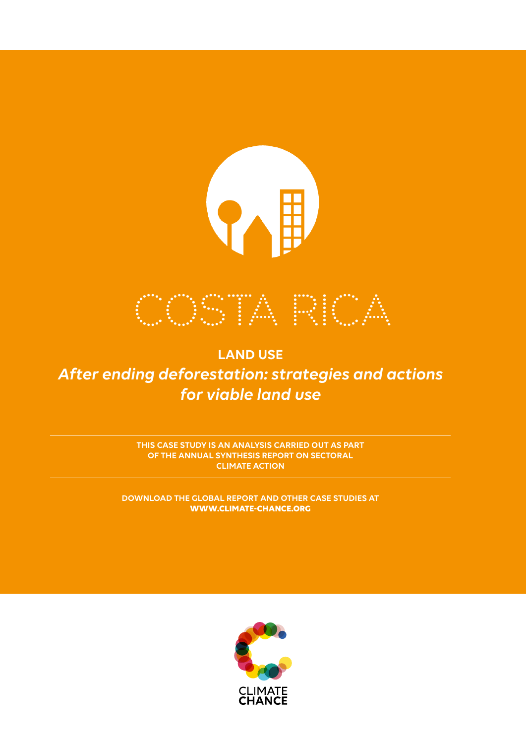# COSTA RICA

## LAND USE

***After ending deforestation: strategies and actions for viable land use***

THIS CASE STUDY IS AN ANALYSIS CARRIED OUT AS PART OF THE ANNUAL SYNTHESIS REPORT ON SECTORAL CLIMATE ACTION

DOWNLOAD THE GLOBAL REPORT AND OTHER CASE STUDIES AT **WWW.CLIMATE-CHANCE.ORG**

CLIMATE CHANCE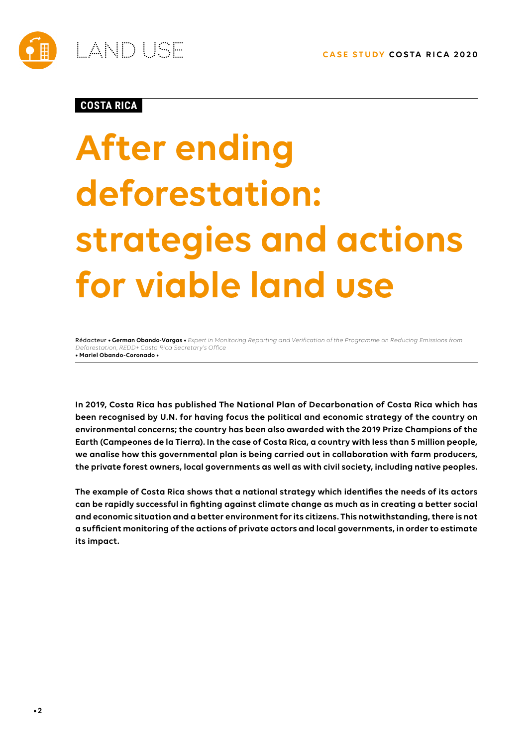COSTA RICA

# After ending deforestation: strategies and actions for viable land use

Rédacteur • **German Obando-Vargas** • *Expert in Monitoring Reporting and Verification of the Programme on Reducing Emissions from Deforestation, REDD+ Costa Rica Secretary's Office*
• **Mariel Obando-Coronado** •

**In 2019, Costa Rica has published The National Plan of Decarbonation of Costa Rica which has been recognised by U.N. for having focus the political and economic strategy of the country on environmental concerns; the country has been also awarded with the 2019 Prize Champions of the Earth (Campeones de la Tierra). In the case of Costa Rica, a country with less than 5 million people, we analise how this governmental plan is being carried out in collaboration with farm producers, the private forest owners, local governments as well as with civil society, including native peoples.**

**The example of Costa Rica shows that a national strategy which identifies the needs of its actors can be rapidly successful in fighting against climate change as much as in creating a better social and economic situation and a better environment for its citizens. This notwithstanding, there is not a sufficient monitoring of the actions of private actors and local governments, in order to estimate its impact.**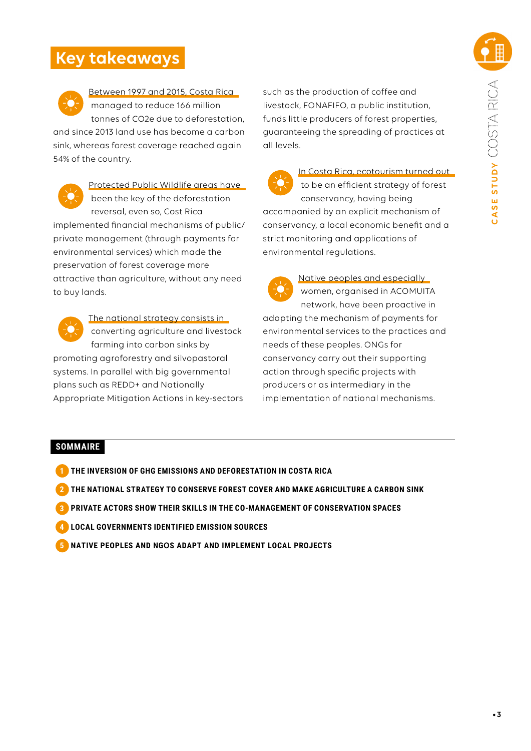## Key takeaways

Between 1997 and 2015, Costa Rica managed to reduce 166 million tonnes of $CO_2e$ due to deforestation, and since 2013 land use has become a carbon sink, whereas forest coverage reached again 54% of the country.

Protected Public Wildlife areas have been the key of the deforestation reversal, even so, Cost Rica implemented financial mechanisms of public/private management (through payments for environmental services) which made the preservation of forest coverage more attractive than agriculture, without any need to buy lands.

The national strategy consists in converting agriculture and livestock farming into carbon sinks by promoting agroforestry and silvopastoral systems. In parallel with big governmental plans such as REDD+ and Nationally Appropriate Mitigation Actions in key-sectors such as the production of coffee and livestock, FONAFIFO, a public institution, funds little producers of forest properties, guaranteeing the spreading of practices at all levels.

In Costa Rica, ecotourism turned out to be an efficient strategy of forest conservancy, having being accompanied by an explicit mechanism of conservancy, a local economic benefit and a strict monitoring and applications of environmental regulations.

Native peoples and especially women, organised in ACOMUITA network, have been proactive in adapting the mechanism of payments for environmental services to the practices and needs of these peoples. ONGs for conservancy carry out their supporting action through specific projects with producers or as intermediary in the implementation of national mechanisms.

## SOMMAIRE

1. THE INVERSION OF GHG EMISSIONS AND DEFORESTATION IN COSTA RICA
2. THE NATIONAL STRATEGY TO CONSERVE FOREST COVER AND MAKE AGRICULTURE A CARBON SINK
3. PRIVATE ACTORS SHOW THEIR SKILLS IN THE CO-MANAGEMENT OF CONSERVATION SPACES
4. LOCAL GOVERNMENTS IDENTIFIED EMISSION SOURCES
5. NATIVE PEOPLES AND NGOS ADAPT AND IMPLEMENT LOCAL PROJECTS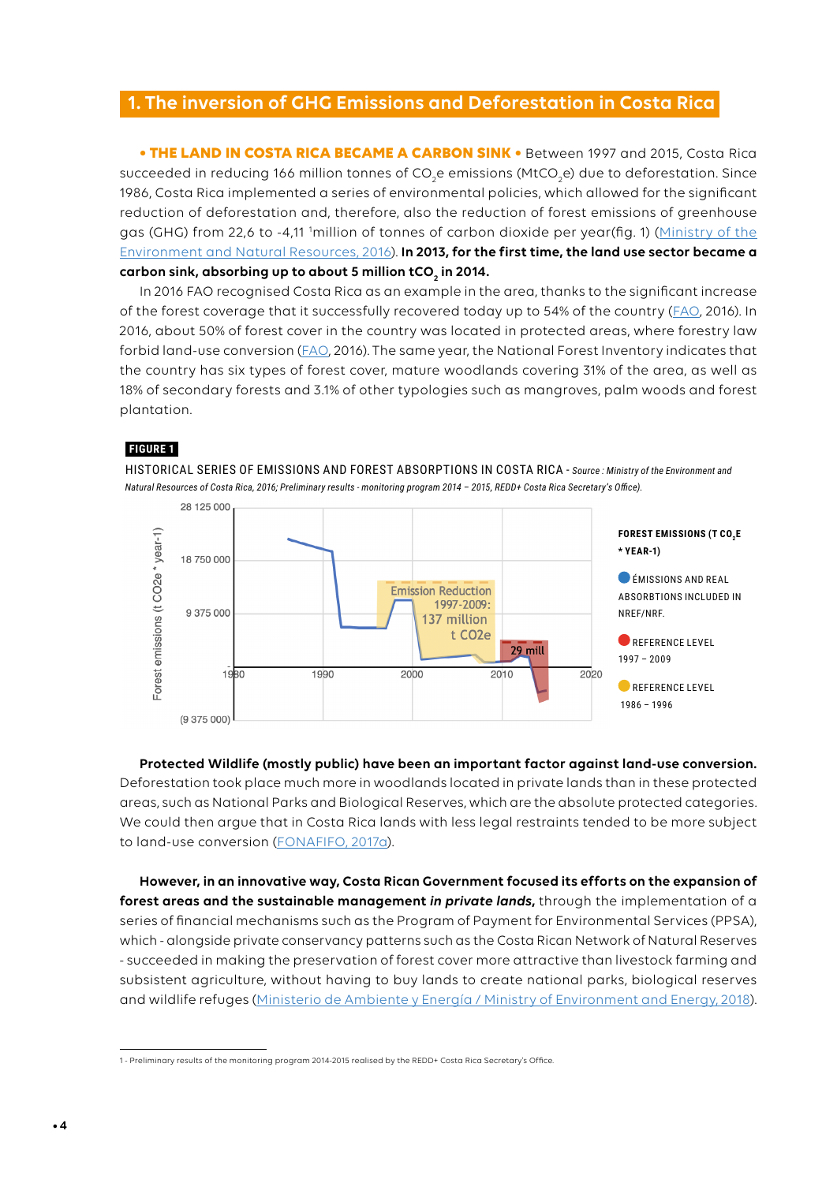## 1. The inversion of GHG Emissions and Deforestation in Costa Rica

**• THE LAND IN COSTA RICA BECAME A CARBON SINK •** Between 1997 and 2015, Costa Rica succeeded in reducing 166 million tonnes of $CO_2$e emissions (Mt$CO_2$e) due to deforestation. Since 1986, Costa Rica implemented a series of environmental policies, which allowed for the significant reduction of deforestation and, therefore, also the reduction of forest emissions of greenhouse gas (GHG) from 22,6 to -4,11 [1]million of tonnes of carbon dioxide per year(fig. 1) (Ministry of the Environment and Natural Resources, 2016). **In 2013, for the first time, the land use sector became a carbon sink, absorbing up to about 5 million t$CO_2$ in 2014.**

In 2016 FAO recognised Costa Rica as an example in the area, thanks to the significant increase of the forest coverage that it successfully recovered today up to 54% of the country (FAO, 2016). In 2016, about 50% of forest cover in the country was located in protected areas, where forestry law forbid land-use conversion (FAO, 2016). The same year, the National Forest Inventory indicates that the country has six types of forest cover, mature woodlands covering 31% of the area, as well as 18% of secondary forests and 3.1% of other typologies such as mangroves, palm woods and forest plantation.

**FIGURE 1**

HISTORICAL SERIES OF EMISSIONS AND FOREST ABSORPTIONS IN COSTA RICA - *Source : Ministry of the Environment and Natural Resources of Costa Rica, 2016; Preliminary results - monitoring program 2014 – 2015, REDD+ Costa Rica Secretary's Office).*

**Protected Wildlife (mostly public) have been an important factor against land-use conversion.** Deforestation took place much more in woodlands located in private lands than in these protected areas, such as National Parks and Biological Reserves, which are the absolute protected categories. We could then argue that in Costa Rica lands with less legal restraints tended to be more subject to land-use conversion (FONAFIFO, 2017a).

**However, in an innovative way, Costa Rican Government focused its efforts on the expansion of forest areas and the sustainable management *in private lands*,** through the implementation of a series of financial mechanisms such as the Program of Payment for Environmental Services (PPSA), which - alongside private conservancy patterns such as the Costa Rican Network of Natural Reserves - succeeded in making the preservation of forest cover more attractive than livestock farming and subsistent agriculture, without having to buy lands to create national parks, biological reserves and wildlife refuges (Ministerio de Ambiente y Energía / Ministry of Environment and Energy, 2018).

1 - Preliminary results of the monitoring program 2014-2015 realised by the REDD+ Costa Rica Secretary's Office.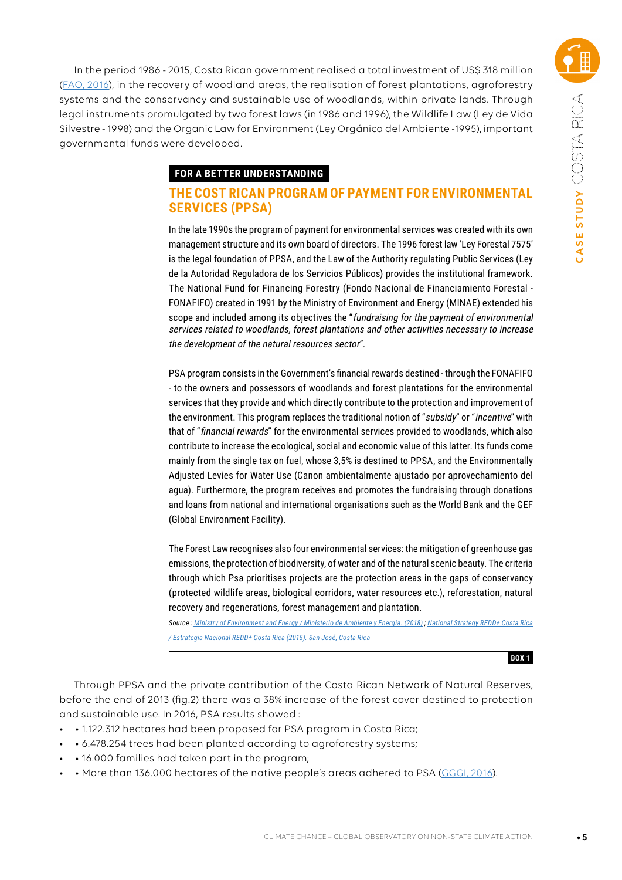In the period 1986 - 2015, Costa Rican government realised a total investment of US$ 318 million (FAO, 2016), in the recovery of woodland areas, the realisation of forest plantations, agroforestry systems and the conservancy and sustainable use of woodlands, within private lands. Through legal instruments promulgated by two forest laws (in 1986 and 1996), the Wildlife Law (Ley de Vida Silvestre - 1998) and the Organic Law for Environment (Ley Orgánica del Ambiente -1995), important governmental funds were developed.

**FOR A BETTER UNDERSTANDING**

### THE COST RICAN PROGRAM OF PAYMENT FOR ENVIRONMENTAL SERVICES (PPSA)

In the late 1990s the program of payment for environmental services was created with its own management structure and its own board of directors. The 1996 forest law 'Ley Forestal 7575' is the legal foundation of PPSA, and the Law of the Authority regulating Public Services (Ley de la Autoridad Reguladora de los Servicios Públicos) provides the institutional framework. The National Fund for Financing Forestry (Fondo Nacional de Financiamiento Forestal - FONAFIFO) created in 1991 by the Ministry of Environment and Energy (MINAE) extended his scope and included among its objectives the "*fundraising for the payment of environmental services related to woodlands, forest plantations and other activities necessary to increase the development of the natural resources sector*".

PSA program consists in the Government's financial rewards destined - through the FONAFIFO - to the owners and possessors of woodlands and forest plantations for the environmental services that they provide and which directly contribute to the protection and improvement of the environment. This program replaces the traditional notion of "*subsidy*" or "*incentive*" with that of "*financial rewards*" for the environmental services provided to woodlands, which also contribute to increase the ecological, social and economic value of this latter. Its funds come mainly from the single tax on fuel, whose 3,5% is destined to PPSA, and the Environmentally Adjusted Levies for Water Use (Canon ambientalmente ajustado por aprovechamiento del agua). Furthermore, the program receives and promotes the fundraising through donations and loans from national and international organisations such as the World Bank and the GEF (Global Environment Facility).

The Forest Law recognises also four environmental services: the mitigation of greenhouse gas emissions, the protection of biodiversity, of water and of the natural scenic beauty. The criteria through which Psa prioritises projects are the protection areas in the gaps of conservancy (protected wildlife areas, biological corridors, water resources etc.), reforestation, natural recovery and regenerations, forest management and plantation.

*Source : Ministry of Environment and Energy / Ministerio de Ambiente y Energía. (2018) ; National Strategy REDD+ Costa Rica / Estrategia Nacional REDD+ Costa Rica (2015). San José, Costa Rica*

**BOX 1**

Through PPSA and the private contribution of the Costa Rican Network of Natural Reserves, before the end of 2013 (fig.2) there was a 38% increase of the forest cover destined to protection and sustainable use. In 2016, PSA results showed :

- 1.122.312 hectares had been proposed for PSA program in Costa Rica;
- 6.478.254 trees had been planted according to agroforestry systems;
- 16.000 families had taken part in the program;
- More than 136.000 hectares of the native people's areas adhered to PSA (GGGI, 2016).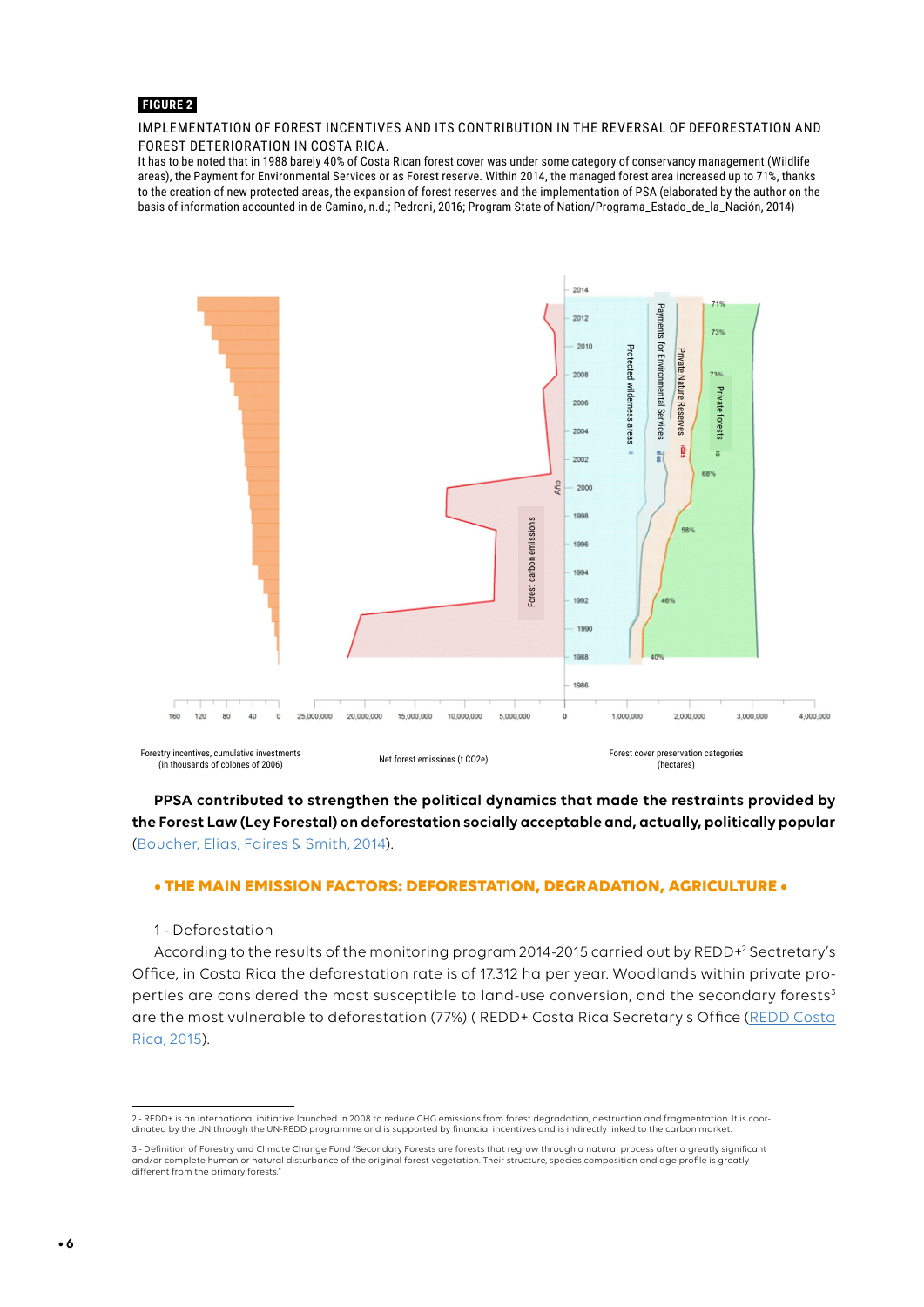**FIGURE 2**

IMPLEMENTATION OF FOREST INCENTIVES AND ITS CONTRIBUTION IN THE REVERSAL OF DEFORESTATION AND FOREST DETERIORATION IN COSTA RICA.

It has to be noted that in 1988 barely 40% of Costa Rican forest cover was under some category of conservancy management (Wildlife areas), the Payment for Environmental Services or as Forest reserve. Within 2014, the managed forest area increased up to 71%, thanks to the creation of new protected areas, the expansion of forest reserves and the implementation of PSA (elaborated by the author on the basis of information accounted in de Camino, n.d.; Pedroni, 2016; Program State of Nation/Programa_Estado_de_la_Nación, 2014)

**PPSA contributed to strengthen the political dynamics that made the restraints provided by the Forest Law (Ley Forestal) on deforestation socially acceptable and, actually, politically popular** (Boucher, Elias, Faires & Smith, 2014).

## • THE MAIN EMISSION FACTORS: DEFORESTATION, DEGRADATION, AGRICULTURE •

1 - Deforestation

According to the results of the monitoring program 2014-2015 carried out by REDD+[2] Secretary's Office, in Costa Rica the deforestation rate is of 17.312 ha per year. Woodlands within private properties are considered the most susceptible to land-use conversion, and the secondary forests[3] are the most vulnerable to deforestation (77%) ( REDD+ Costa Rica Secretary's Office (REDD Costa Rica, 2015).

---

2 - REDD+ is an international initiative launched in 2008 to reduce GHG emissions from forest degradation, destruction and fragmentation. It is coordinated by the UN through the UN-REDD programme and is supported by financial incentives and is indirectly linked to the carbon market.

3 - Definition of Forestry and Climate Change Fund "Secondary Forests are forests that regrow through a natural process after a greatly significant and/or complete human or natural disturbance of the original forest vegetation. Their structure, species composition and age profile is greatly different from the primary forests."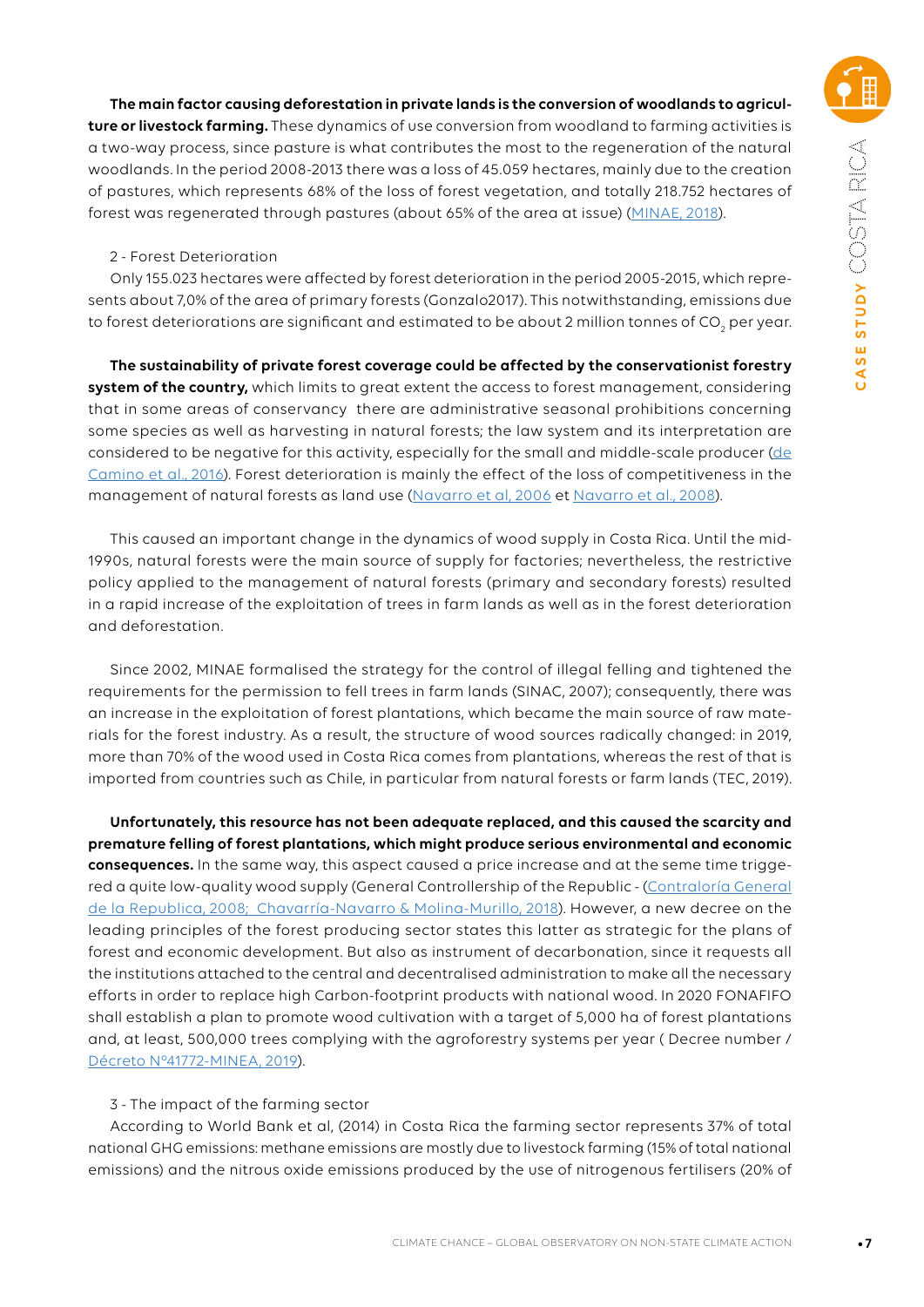**The main factor causing deforestation in private lands is the conversion of woodlands to agriculture or livestock farming.** These dynamics of use conversion from woodland to farming activities is a two-way process, since pasture is what contributes the most to the regeneration of the natural woodlands. In the period 2008-2013 there was a loss of 45.059 hectares, mainly due to the creation of pastures, which represents 68% of the loss of forest vegetation, and totally 218.752 hectares of forest was regenerated through pastures (about 65% of the area at issue) (MINAE, 2018).

2 - Forest Deterioration

Only 155.023 hectares were affected by forest deterioration in the period 2005-2015, which represents about 7,0% of the area of primary forests (Gonzalo2017). This notwithstanding, emissions due to forest deteriorations are significant and estimated to be about 2 million tonnes of $CO_2$ per year.

**The sustainability of private forest coverage could be affected by the conservationist forestry system of the country,** which limits to great extent the access to forest management, considering that in some areas of conservancy there are administrative seasonal prohibitions concerning some species as well as harvesting in natural forests; the law system and its interpretation are considered to be negative for this activity, especially for the small and middle-scale producer (de Camino et al., 2016). Forest deterioration is mainly the effect of the loss of competitiveness in the management of natural forests as land use (Navarro et al, 2006 et Navarro et al., 2008).

This caused an important change in the dynamics of wood supply in Costa Rica. Until the mid-1990s, natural forests were the main source of supply for factories; nevertheless, the restrictive policy applied to the management of natural forests (primary and secondary forests) resulted in a rapid increase of the exploitation of trees in farm lands as well as in the forest deterioration and deforestation.

Since 2002, MINAE formalised the strategy for the control of illegal felling and tightened the requirements for the permission to fell trees in farm lands (SINAC, 2007); consequently, there was an increase in the exploitation of forest plantations, which became the main source of raw materials for the forest industry. As a result, the structure of wood sources radically changed: in 2019, more than 70% of the wood used in Costa Rica comes from plantations, whereas the rest of that is imported from countries such as Chile, in particular from natural forests or farm lands (TEC, 2019).

**Unfortunately, this resource has not been adequate replaced, and this caused the scarcity and premature felling of forest plantations, which might produce serious environmental and economic consequences.** In the same way, this aspect caused a price increase and at the seme time triggered a quite low-quality wood supply (General Controllership of the Republic - (Contraloría General de la Republica, 2008; Chavarría-Navarro & Molina-Murillo, 2018). However, a new decree on the leading principles of the forest producing sector states this latter as strategic for the plans of forest and economic development. But also as instrument of decarbonation, since it requests all the institutions attached to the central and decentralised administration to make all the necessary efforts in order to replace high Carbon-footprint products with national wood. In 2020 FONAFIFO shall establish a plan to promote wood cultivation with a target of 5,000 ha of forest plantations and, at least, 500,000 trees complying with the agroforestry systems per year ( Decree number / Décreto N°41772-MINEA, 2019).

3 - The impact of the farming sector

According to World Bank et al, (2014) in Costa Rica the farming sector represents 37% of total national GHG emissions: methane emissions are mostly due to livestock farming (15% of total national emissions) and the nitrous oxide emissions produced by the use of nitrogenous fertilisers (20% of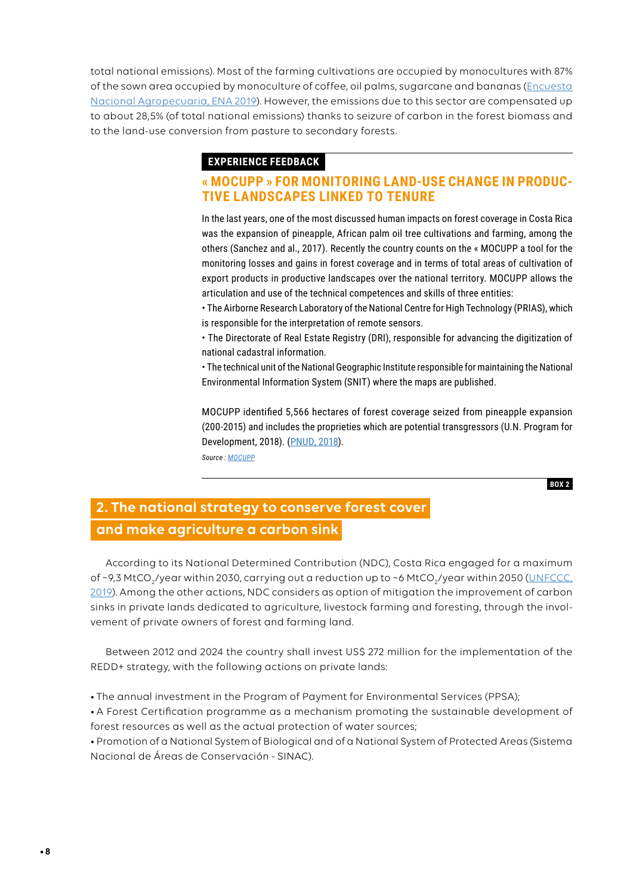total national emissions). Most of the farming cultivations are occupied by monocultures with 87% of the sown area occupied by monoculture of coffee, oil palms, sugarcane and bananas (Encuesta Nacional Agropecuaria, ENA 2019). However, the emissions due to this sector are compensated up to about 28,5% (of total national emissions) thanks to seizure of carbon in the forest biomass and to the land-use conversion from pasture to secondary forests.

**EXPERIENCE FEEDBACK**

### « MOCUPP » FOR MONITORING LAND-USE CHANGE IN PRODUCTIVE LANDSCAPES LINKED TO TENURE

In the last years, one of the most discussed human impacts on forest coverage in Costa Rica was the expansion of pineapple, African palm oil tree cultivations and farming, among the others (Sanchez and al., 2017). Recently the country counts on the « MOCUPP a tool for the monitoring losses and gains in forest coverage and in terms of total areas of cultivation of export products in productive landscapes over the national territory. MOCUPP allows the articulation and use of the technical competences and skills of three entities:

- The Airborne Research Laboratory of the National Centre for High Technology (PRIAS), which is responsible for the interpretation of remote sensors.
- The Directorate of Real Estate Registry (DRI), responsible for advancing the digitization of national cadastral information.
- The technical unit of the National Geographic Institute responsible for maintaining the National Environmental Information System (SNIT) where the maps are published.

MOCUPP identified 5,566 hectares of forest coverage seized from pineapple expansion (200-2015) and includes the proprieties which are potential transgressors (U.N. Program for Development, 2018). (PNUD, 2018).

*Source : MOCUPP*

**BOX 2**

## 2. The national strategy to conserve forest cover and make agriculture a carbon sink

According to its National Determined Contribution (NDC), Costa Rica engaged for a maximum of ~9,3 $MtCO_2$/year within 2030, carrying out a reduction up to ~6 $MtCO_2$/year within 2050 (UNFCCC, 2019). Among the other actions, NDC considers as option of mitigation the improvement of carbon sinks in private lands dedicated to agriculture, livestock farming and foresting, through the involvement of private owners of forest and farming land.

Between 2012 and 2024 the country shall invest US$ 272 million for the implementation of the REDD+ strategy, with the following actions on private lands:

- The annual investment in the Program of Payment for Environmental Services (PPSA);
- A Forest Certification programme as a mechanism promoting the sustainable development of forest resources as well as the actual protection of water sources;
- Promotion of a National System of Biological and of a National System of Protected Areas (Sistema Nacional de Áreas de Conservación - SINAC).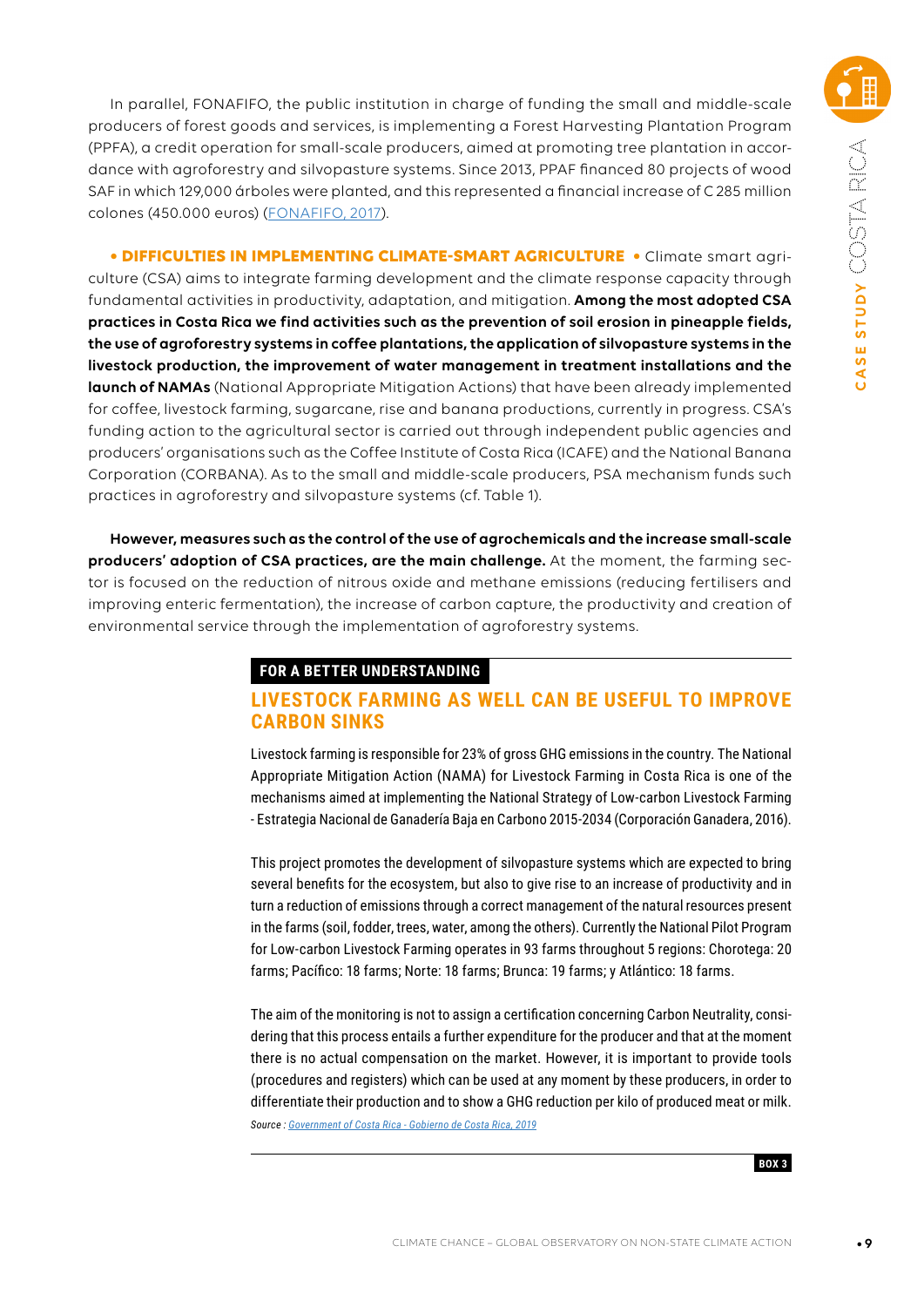In parallel, FONAFIFO, the public institution in charge of funding the small and middle-scale producers of forest goods and services, is implementing a Forest Harvesting Plantation Program (PPFA), a credit operation for small-scale producers, aimed at promoting tree plantation in accordance with agroforestry and silvopasture systems. Since 2013, PPAF financed 80 projects of wood SAF in which 129,000 árboles were planted, and this represented a financial increase of C 285 million colones (450.000 euros) ([FONAFIFO, 2017](#)).

**• DIFFICULTIES IN IMPLEMENTING CLIMATE-SMART AGRICULTURE •** Climate smart agriculture (CSA) aims to integrate farming development and the climate response capacity through fundamental activities in productivity, adaptation, and mitigation. **Among the most adopted CSA practices in Costa Rica we find activities such as the prevention of soil erosion in pineapple fields, the use of agroforestry systems in coffee plantations, the application of silvopasture systems in the livestock production, the improvement of water management in treatment installations and the launch of NAMAs** (National Appropriate Mitigation Actions) that have been already implemented for coffee, livestock farming, sugarcane, rise and banana productions, currently in progress. CSA's funding action to the agricultural sector is carried out through independent public agencies and producers' organisations such as the Coffee Institute of Costa Rica (ICAFE) and the National Banana Corporation (CORBANA). As to the small and middle-scale producers, PSA mechanism funds such practices in agroforestry and silvopasture systems (cf. Table 1).

**However, measures such as the control of the use of agrochemicals and the increase small-scale producers' adoption of CSA practices, are the main challenge.** At the moment, the farming sector is focused on the reduction of nitrous oxide and methane emissions (reducing fertilisers and improving enteric fermentation), the increase of carbon capture, the productivity and creation of environmental service through the implementation of agroforestry systems.

**FOR A BETTER UNDERSTANDING**

## LIVESTOCK FARMING AS WELL CAN BE USEFUL TO IMPROVE CARBON SINKS

Livestock farming is responsible for 23% of gross GHG emissions in the country. The National Appropriate Mitigation Action (NAMA) for Livestock Farming in Costa Rica is one of the mechanisms aimed at implementing the National Strategy of Low-carbon Livestock Farming - Estrategia Nacional de Ganadería Baja en Carbono 2015-2034 (Corporación Ganadera, 2016).

This project promotes the development of silvopasture systems which are expected to bring several benefits for the ecosystem, but also to give rise to an increase of productivity and in turn a reduction of emissions through a correct management of the natural resources present in the farms (soil, fodder, trees, water, among the others). Currently the National Pilot Program for Low-carbon Livestock Farming operates in 93 farms throughout 5 regions: Chorotega: 20 farms; Pacífico: 18 farms; Norte: 18 farms; Brunca: 19 farms; y Atlántico: 18 farms.

The aim of the monitoring is not to assign a certification concerning Carbon Neutrality, considering that this process entails a further expenditure for the producer and that at the moment there is no actual compensation on the market. However, it is important to provide tools (procedures and registers) which can be used at any moment by these producers, in order to differentiate their production and to show a GHG reduction per kilo of produced meat or milk.

*Source : [Government of Costa Rica - Gobierno de Costa Rica, 2019](#)*

**BOX 3**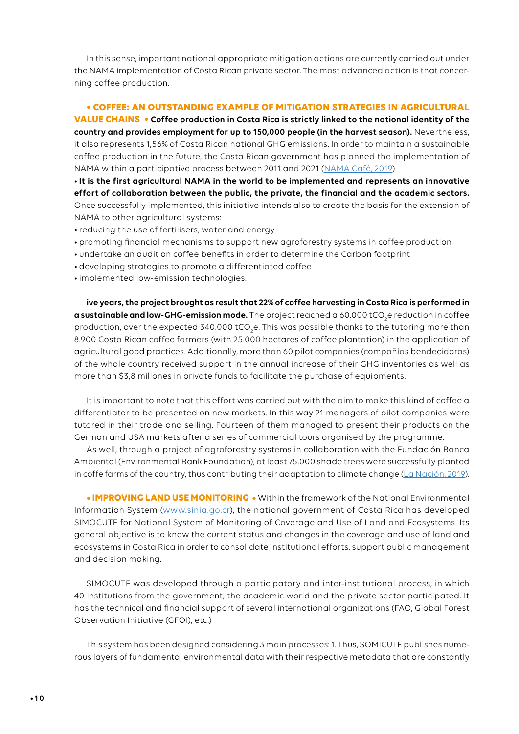In this sense, important national appropriate mitigation actions are currently carried out under the NAMA implementation of Costa Rican private sector. The most advanced action is that concerning coffee production.

**• COFFEE: AN OUTSTANDING EXAMPLE OF MITIGATION STRATEGIES IN AGRICULTURAL VALUE CHAINS •** **Coffee production in Costa Rica is strictly linked to the national identity of the country and provides employment for up to 150,000 people (in the harvest season).** Nevertheless, it also represents 1,56% of Costa Rican national GHG emissions. In order to maintain a sustainable coffee production in the future, the Costa Rican government has planned the implementation of NAMA within a participative process between 2011 and 2021 (NAMA Café, 2019).

**• It is the first agricultural NAMA in the world to be implemented and represents an innovative effort of collaboration between the public, the private, the financial and the academic sectors.** Once successfully implemented, this initiative intends also to create the basis for the extension of NAMA to other agricultural systems:

- reducing the use of fertilisers, water and energy
- promoting financial mechanisms to support new agroforestry systems in coffee production
- undertake an audit on coffee benefits in order to determine the Carbon footprint
- developing strategies to promote a differentiated coffee
- implemented low-emission technologies.

**ive years, the project brought as result that 22% of coffee harvesting in Costa Rica is performed in a sustainable and low-GHG-emission mode.** The project reached a 60.000 $tCO_2e$ reduction in coffee production, over the expected 340.000 $tCO_2e$. This was possible thanks to the tutoring more than 8.900 Costa Rican coffee farmers (with 25.000 hectares of coffee plantation) in the application of agricultural good practices. Additionally, more than 60 pilot companies (compañías bendecidoras) of the whole country received support in the annual increase of their GHG inventories as well as more than $3,8 millones in private funds to facilitate the purchase of equipments.

It is important to note that this effort was carried out with the aim to make this kind of coffee a differentiator to be presented on new markets. In this way 21 managers of pilot companies were tutored in their trade and selling. Fourteen of them managed to present their products on the German and USA markets after a series of commercial tours organised by the programme.

As well, through a project of agroforestry systems in collaboration with the Fundación Banca Ambiental (Environmental Bank Foundation), at least 75.000 shade trees were successfully planted in coffe farms of the country, thus contributing their adaptation to climate change (La Nación, 2019).

**• IMPROVING LAND USE MONITORING •** Within the framework of the National Environmental Information System (www.sinia.go.cr), the national government of Costa Rica has developed SIMOCUTE for National System of Monitoring of Coverage and Use of Land and Ecosystems. Its general objective is to know the current status and changes in the coverage and use of land and ecosystems in Costa Rica in order to consolidate institutional efforts, support public management and decision making.

SIMOCUTE was developed through a participatory and inter-institutional process, in which 40 institutions from the government, the academic world and the private sector participated. It has the technical and financial support of several international organizations (FAO, Global Forest Observation Initiative (GFOI), etc.)

This system has been designed considering 3 main processes: 1. Thus, SOMICUTE publishes numerous layers of fundamental environmental data with their respective metadata that are constantly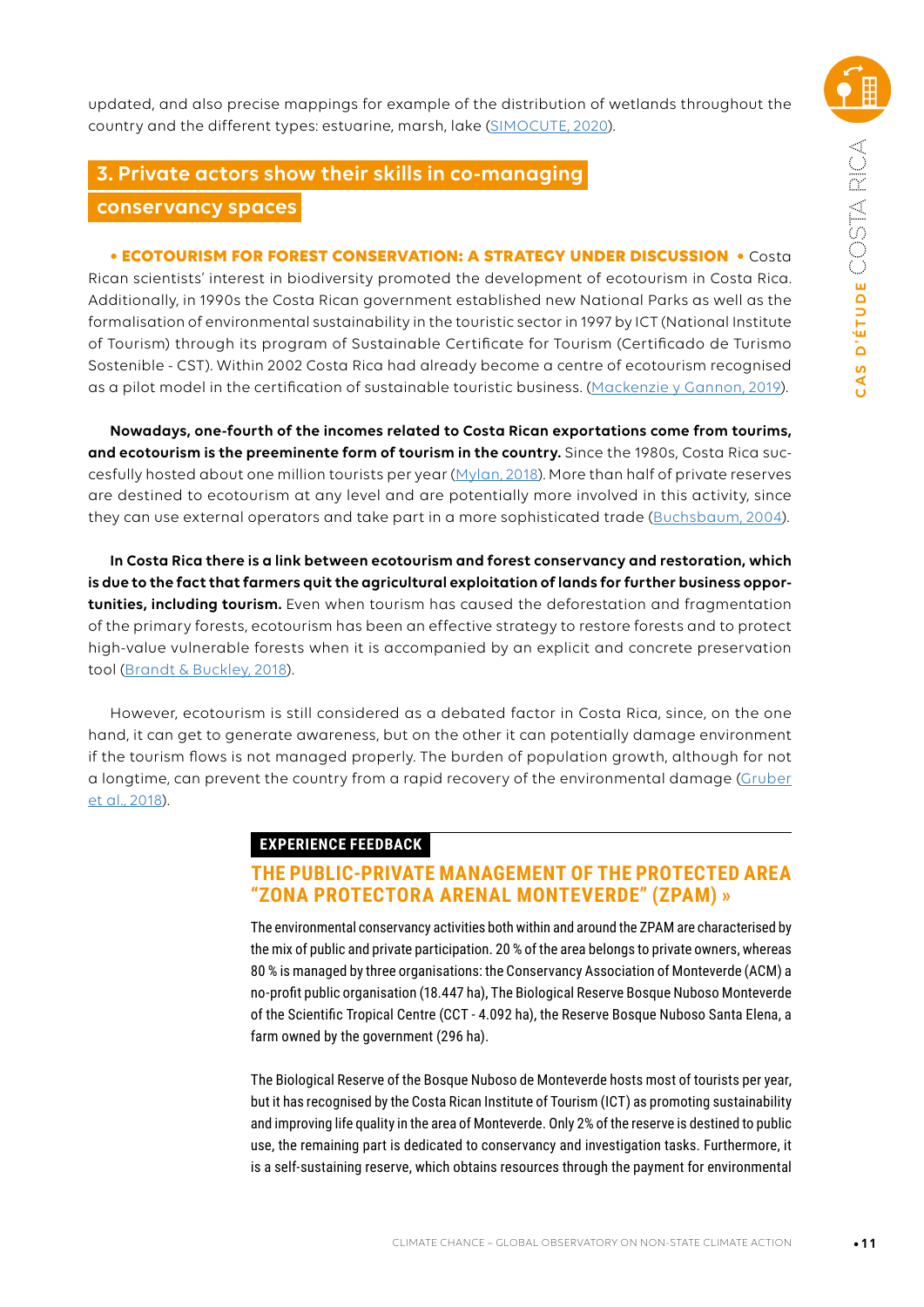updated, and also precise mappings for example of the distribution of wetlands throughout the country and the different types: estuarine, marsh, lake (SIMOCUTE, 2020).

## 3. Private actors show their skills in co-managing conservancy spaces

**• ECOTOURISM FOR FOREST CONSERVATION: A STRATEGY UNDER DISCUSSION •** Costa Rican scientists' interest in biodiversity promoted the development of ecotourism in Costa Rica. Additionally, in 1990s the Costa Rican government established new National Parks as well as the formalisation of environmental sustainability in the touristic sector in 1997 by ICT (National Institute of Tourism) through its program of Sustainable Certificate for Tourism (Certificado de Turismo Sostenible - CST). Within 2002 Costa Rica had already become a centre of ecotourism recognised as a pilot model in the certification of sustainable touristic business. (Mackenzie y Gannon, 2019).

**Nowadays, one-fourth of the incomes related to Costa Rican exportations come from tourims, and ecotourism is the preeminente form of tourism in the country.** Since the 1980s, Costa Rica succesfully hosted about one million tourists per year (Mylan, 2018). More than half of private reserves are destined to ecotourism at any level and are potentially more involved in this activity, since they can use external operators and take part in a more sophisticated trade (Buchsbaum, 2004).

**In Costa Rica there is a link between ecotourism and forest conservancy and restoration, which is due to the fact that farmers quit the agricultural exploitation of lands for further business opportunities, including tourism.** Even when tourism has caused the deforestation and fragmentation of the primary forests, ecotourism has been an effective strategy to restore forests and to protect high-value vulnerable forests when it is accompanied by an explicit and concrete preservation tool (Brandt & Buckley, 2018).

However, ecotourism is still considered as a debated factor in Costa Rica, since, on the one hand, it can get to generate awareness, but on the other it can potentially damage environment if the tourism flows is not managed properly. The burden of population growth, although for not a longtime, can prevent the country from a rapid recovery of the environmental damage (Gruber et al., 2018).

**EXPERIENCE FEEDBACK**

### THE PUBLIC-PRIVATE MANAGEMENT OF THE PROTECTED AREA "ZONA PROTECTORA ARENAL MONTEVERDE" (ZPAM) »

The environmental conservancy activities both within and around the ZPAM are characterised by the mix of public and private participation. 20 % of the area belongs to private owners, whereas 80 % is managed by three organisations: the Conservancy Association of Monteverde (ACM) a no-profit public organisation (18.447 ha), The Biological Reserve Bosque Nuboso Monteverde of the Scientific Tropical Centre (CCT - 4.092 ha), the Reserve Bosque Nuboso Santa Elena, a farm owned by the government (296 ha).

The Biological Reserve of the Bosque Nuboso de Monteverde hosts most of tourists per year, but it has recognised by the Costa Rican Institute of Tourism (ICT) as promoting sustainability and improving life quality in the area of Monteverde. Only 2% of the reserve is destined to public use, the remaining part is dedicated to conservancy and investigation tasks. Furthermore, it is a self-sustaining reserve, which obtains resources through the payment for environmental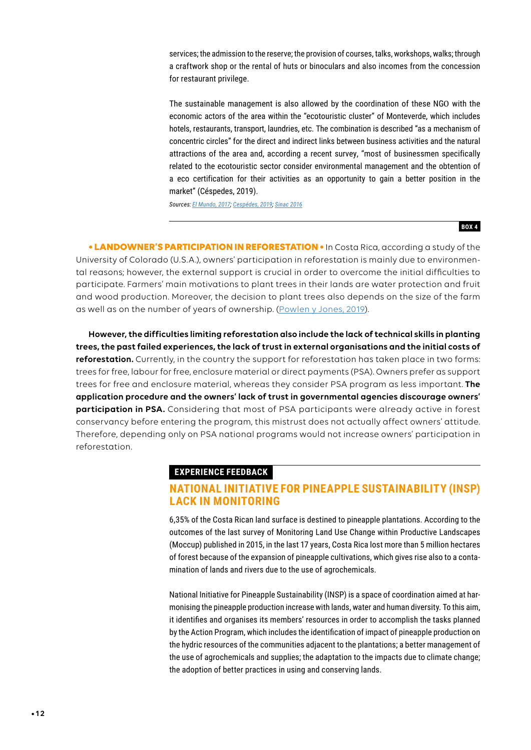services; the admission to the reserve; the provision of courses, talks, workshops, walks; through a craftwork shop or the rental of huts or binoculars and also incomes from the concession for restaurant privilege.

The sustainable management is also allowed by the coordination of these NGO with the economic actors of the area within the "ecotouristic cluster" of Monteverde, which includes hotels, restaurants, transport, laundries, etc. The combination is described "as a mechanism of concentric circles" for the direct and indirect links between business activities and the natural attractions of the area and, according a recent survey, "most of businessmen specifically related to the ecotouristic sector consider environmental management and the obtention of a eco certification for their activities as an opportunity to gain a better position in the market" (Céspedes, 2019).

*Sources: El Mundo, 2017; Cespédes, 2019; Sinac 2016*

BOX 4

**• LANDOWNER'S PARTICIPATION IN REFORESTATION •** In Costa Rica, according a study of the University of Colorado (U.S.A.), owners' participation in reforestation is mainly due to environmental reasons; however, the external support is crucial in order to overcome the initial difficulties to participate. Farmers' main motivations to plant trees in their lands are water protection and fruit and wood production. Moreover, the decision to plant trees also depends on the size of the farm as well as on the number of years of ownership. (Powlen y Jones, 2019).

**However, the difficulties limiting reforestation also include the lack of technical skills in planting trees, the past failed experiences, the lack of trust in external organisations and the initial costs of reforestation.** Currently, in the country the support for reforestation has taken place in two forms: trees for free, labour for free, enclosure material or direct payments (PSA). Owners prefer as support trees for free and enclosure material, whereas they consider PSA program as less important. **The application procedure and the owners' lack of trust in governmental agencies discourage owners' participation in PSA.** Considering that most of PSA participants were already active in forest conservancy before entering the program, this mistrust does not actually affect owners' attitude. Therefore, depending only on PSA national programs would not increase owners' participation in reforestation.

**EXPERIENCE FEEDBACK**

## NATIONAL INITIATIVE FOR PINEAPPLE SUSTAINABILITY (INSP) LACK IN MONITORING

6,35% of the Costa Rican land surface is destined to pineapple plantations. According to the outcomes of the last survey of Monitoring Land Use Change within Productive Landscapes (Moccup) published in 2015, in the last 17 years, Costa Rica lost more than 5 million hectares of forest because of the expansion of pineapple cultivations, which gives rise also to a contamination of lands and rivers due to the use of agrochemicals.

National Initiative for Pineapple Sustainability (INSP) is a space of coordination aimed at harmonising the pineapple production increase with lands, water and human diversity. To this aim, it identifies and organises its members' resources in order to accomplish the tasks planned by the Action Program, which includes the identification of impact of pineapple production on the hydric resources of the communities adjacent to the plantations; a better management of the use of agrochemicals and supplies; the adaptation to the impacts due to climate change; the adoption of better practices in using and conserving lands.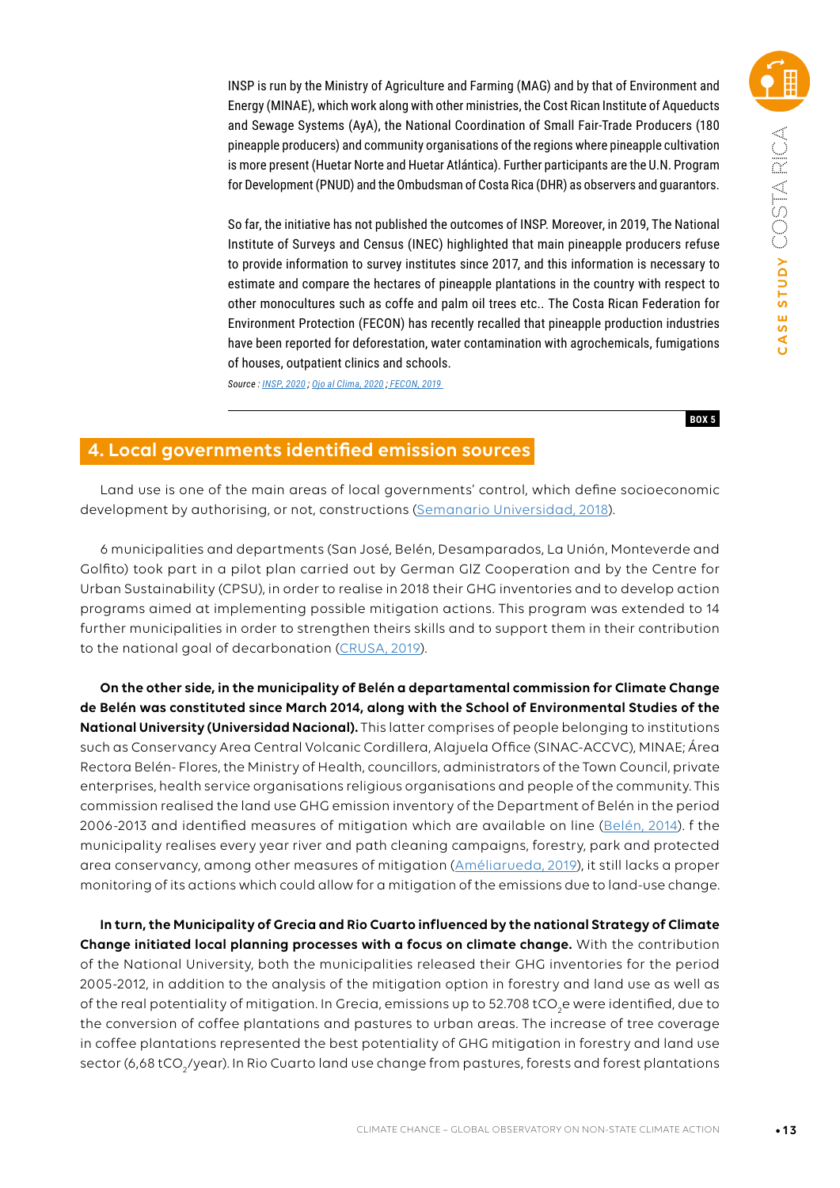INSP is run by the Ministry of Agriculture and Farming (MAG) and by that of Environment and Energy (MINAE), which work along with other ministries, the Cost Rican Institute of Aqueducts and Sewage Systems (AyA), the National Coordination of Small Fair-Trade Producers (180 pineapple producers) and community organisations of the regions where pineapple cultivation is more present (Huetar Norte and Huetar Atlántica). Further participants are the U.N. Program for Development (PNUD) and the Ombudsman of Costa Rica (DHR) as observers and guarantors.

So far, the initiative has not published the outcomes of INSP. Moreover, in 2019, The National Institute of Surveys and Census (INEC) highlighted that main pineapple producers refuse to provide information to survey institutes since 2017, and this information is necessary to estimate and compare the hectares of pineapple plantations in the country with respect to other monocultures such as coffe and palm oil trees etc.. The Costa Rican Federation for Environment Protection (FECON) has recently recalled that pineapple production industries have been reported for deforestation, water contamination with agrochemicals, fumigations of houses, outpatient clinics and schools.

*Source : INSP, 2020 ; Ojo al Clima, 2020 ; FECON, 2019*

**BOX 5**

## 4. Local governments identified emission sources

Land use is one of the main areas of local governments' control, which define socioeconomic development by authorising, or not, constructions (Semanario Universidad, 2018).

6 municipalities and departments (San José, Belén, Desamparados, La Unión, Monteverde and Golfito) took part in a pilot plan carried out by German GIZ Cooperation and by the Centre for Urban Sustainability (CPSU), in order to realise in 2018 their GHG inventories and to develop action programs aimed at implementing possible mitigation actions. This program was extended to 14 further municipalities in order to strengthen theirs skills and to support them in their contribution to the national goal of decarbonation (CRUSA, 2019).

**On the other side, in the municipality of Belén a departamental commission for Climate Change de Belén was constituted since March 2014, along with the School of Environmental Studies of the National University (Universidad Nacional).** This latter comprises of people belonging to institutions such as Conservancy Area Central Volcanic Cordillera, Alajuela Office (SINAC-ACCVC), MINAE; Área Rectora Belén- Flores, the Ministry of Health, councillors, administrators of the Town Council, private enterprises, health service organisations religious organisations and people of the community. This commission realised the land use GHG emission inventory of the Department of Belén in the period 2006-2013 and identified measures of mitigation which are available on line (Belén, 2014). f the municipality realises every year river and path cleaning campaigns, forestry, park and protected area conservancy, among other measures of mitigation (Améliarueda, 2019), it still lacks a proper monitoring of its actions which could allow for a mitigation of the emissions due to land-use change.

**In turn, the Municipality of Grecia and Rio Cuarto influenced by the national Strategy of Climate Change initiated local planning processes with a focus on climate change.** With the contribution of the National University, both the municipalities released their GHG inventories for the period 2005-2012, in addition to the analysis of the mitigation option in forestry and land use as well as of the real potentiality of mitigation. In Grecia, emissions up to 52.708 $tCO_2e$ were identified, due to the conversion of coffee plantations and pastures to urban areas. The increase of tree coverage in coffee plantations represented the best potentiality of GHG mitigation in forestry and land use sector (6,68 $tCO_2$/year). In Rio Cuarto land use change from pastures, forests and forest plantations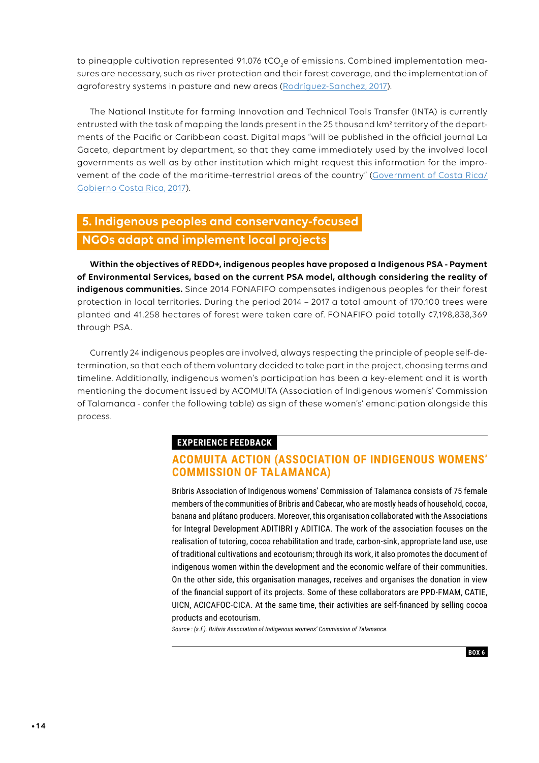to pineapple cultivation represented 91.076 $tCO_2e$ of emissions. Combined implementation measures are necessary, such as river protection and their forest coverage, and the implementation of agroforestry systems in pasture and new areas (Rodríguez-Sanchez, 2017).

The National Institute for farming Innovation and Technical Tools Transfer (INTA) is currently entrusted with the task of mapping the lands present in the 25 thousand km² territory of the departments of the Pacific or Caribbean coast. Digital maps "will be published in the official journal La Gaceta, department by department, so that they came immediately used by the involved local governments as well as by other institution which might request this information for the improvement of the code of the maritime-terrestrial areas of the country" (Government of Costa Rica/Gobierno Costa Rica, 2017).

## 5. Indigenous peoples and conservancy-focused NGOs adapt and implement local projects

**Within the objectives of REDD+, indigenous peoples have proposed a Indigenous PSA - Payment of Environmental Services, based on the current PSA model, although considering the reality of indigenous communities.** Since 2014 FONAFIFO compensates indigenous peoples for their forest protection in local territories. During the period 2014 – 2017 a total amount of 170.100 trees were planted and 41.258 hectares of forest were taken care of. FONAFIFO paid totally ¢7,198,838,369 through PSA.

Currently 24 indigenous peoples are involved, always respecting the principle of people self-determination, so that each of them voluntary decided to take part in the project, choosing terms and timeline. Additionally, indigenous women's participation has been a key-element and it is worth mentioning the document issued by ACOMUITA (Association of Indigenous women's' Commission of Talamanca - confer the following table) as sign of these women's' emancipation alongside this process.

**EXPERIENCE FEEDBACK**

### ACOMUITA ACTION (ASSOCIATION OF INDIGENOUS WOMENS' COMMISSION OF TALAMANCA)

Bribris Association of Indigenous womens' Commission of Talamanca consists of 75 female members of the communities of Bribris and Cabecar, who are mostly heads of household, cocoa, banana and plátano producers. Moreover, this organisation collaborated with the Associations for Integral Development ADITIBRI y ADITICA. The work of the association focuses on the realisation of tutoring, cocoa rehabilitation and trade, carbon-sink, appropriate land use, use of traditional cultivations and ecotourism; through its work, it also promotes the document of indigenous women within the development and the economic welfare of their communities. On the other side, this organisation manages, receives and organises the donation in view of the financial support of its projects. Some of these collaborators are PPD-FMAM, CATIE, UICN, ACICAFOC-CICA. At the same time, their activities are self-financed by selling cocoa products and ecotourism.

*Source : (s.f.). Bribris Association of Indigenous womens' Commission of Talamanca.*

**BOX 6**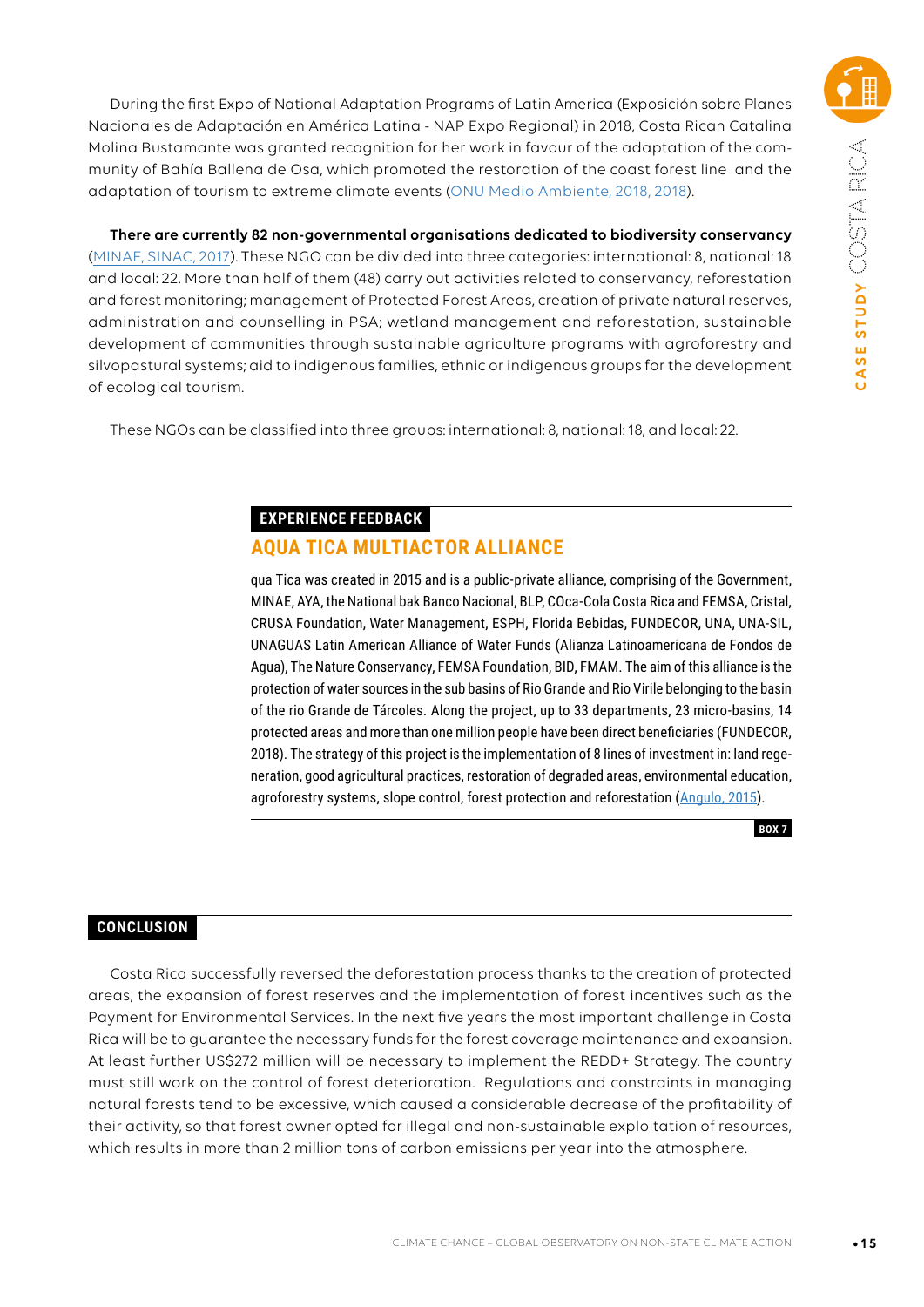During the first Expo of National Adaptation Programs of Latin America (Exposición sobre Planes Nacionales de Adaptación en América Latina - NAP Expo Regional) in 2018, Costa Rican Catalina Molina Bustamante was granted recognition for her work in favour of the adaptation of the community of Bahía Ballena de Osa, which promoted the restoration of the coast forest line and the adaptation of tourism to extreme climate events (ONU Medio Ambiente, 2018, 2018).

**There are currently 82 non-governmental organisations dedicated to biodiversity conservancy** (MINAE, SINAC, 2017). These NGO can be divided into three categories: international: 8, national: 18 and local: 22. More than half of them (48) carry out activities related to conservancy, reforestation and forest monitoring; management of Protected Forest Areas, creation of private natural reserves, administration and counselling in PSA; wetland management and reforestation, sustainable development of communities through sustainable agriculture programs with agroforestry and silvopastural systems; aid to indigenous families, ethnic or indigenous groups for the development of ecological tourism.

These NGOs can be classified into three groups: international: 8, national: 18, and local: 22.

**EXPERIENCE FEEDBACK**

### AQUA TICA MULTIACTOR ALLIANCE

qua Tica was created in 2015 and is a public-private alliance, comprising of the Government, MINAE, AYA, the National bak Banco Nacional, BLP, COca-Cola Costa Rica and FEMSA, Cristal, CRUSA Foundation, Water Management, ESPH, Florida Bebidas, FUNDECOR, UNA, UNA-SIL, UNAGUAS Latin American Alliance of Water Funds (Alianza Latinoamericana de Fondos de Agua), The Nature Conservancy, FEMSA Foundation, BID, FMAM. The aim of this alliance is the protection of water sources in the sub basins of Rio Grande and Rio Virile belonging to the basin of the rio Grande de Tárcoles. Along the project, up to 33 departments, 23 micro-basins, 14 protected areas and more than one million people have been direct beneficiaries (FUNDECOR, 2018). The strategy of this project is the implementation of 8 lines of investment in: land regeneration, good agricultural practices, restoration of degraded areas, environmental education, agroforestry systems, slope control, forest protection and reforestation (Angulo, 2015).

**BOX 7**

## CONCLUSION

Costa Rica successfully reversed the deforestation process thanks to the creation of protected areas, the expansion of forest reserves and the implementation of forest incentives such as the Payment for Environmental Services. In the next five years the most important challenge in Costa Rica will be to guarantee the necessary funds for the forest coverage maintenance and expansion. At least further US$272 million will be necessary to implement the REDD+ Strategy. The country must still work on the control of forest deterioration. Regulations and constraints in managing natural forests tend to be excessive, which caused a considerable decrease of the profitability of their activity, so that forest owner opted for illegal and non-sustainable exploitation of resources, which results in more than 2 million tons of carbon emissions per year into the atmosphere.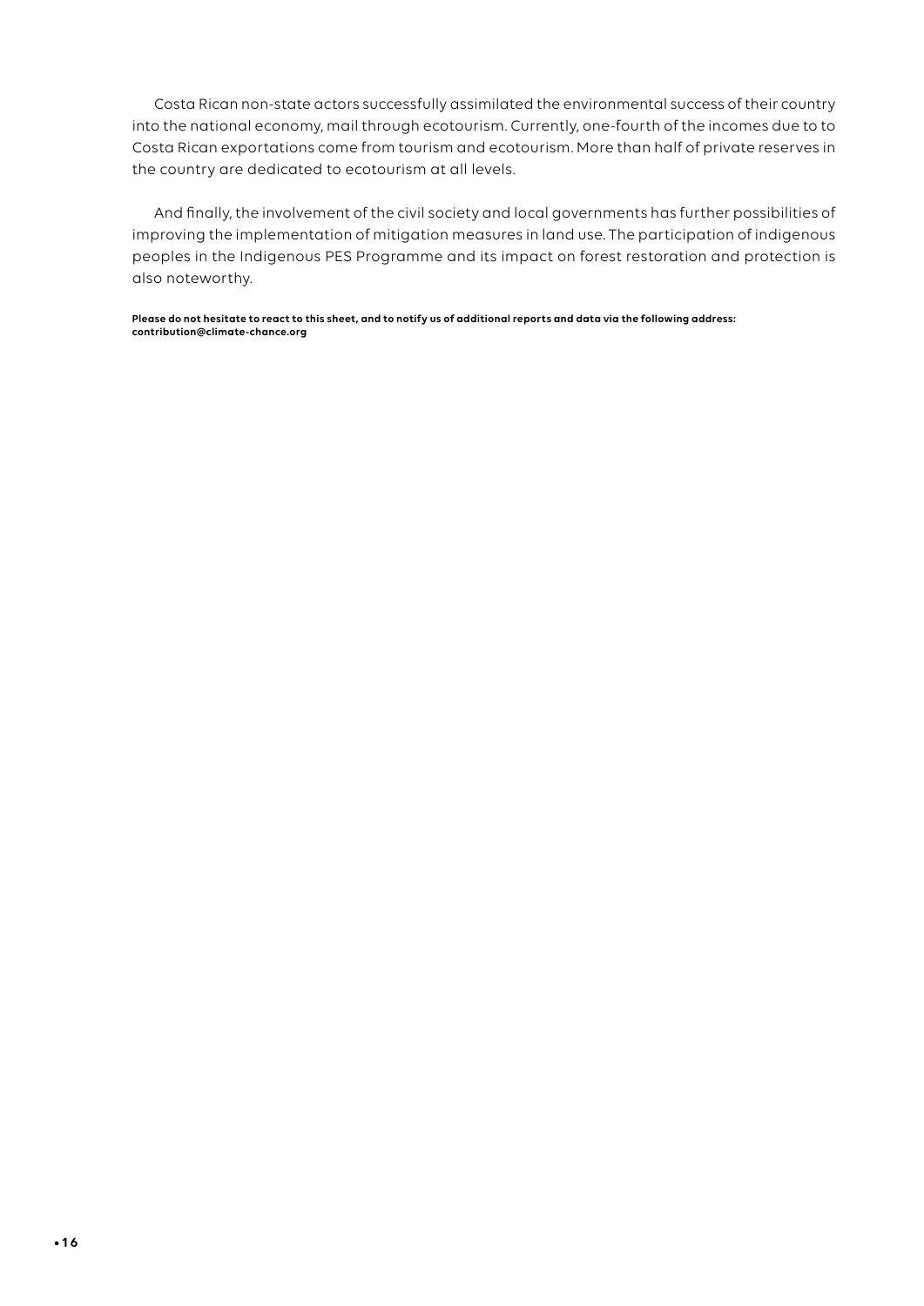Costa Rican non-state actors successfully assimilated the environmental success of their country into the national economy, mail through ecotourism. Currently, one-fourth of the incomes due to to Costa Rican exportations come from tourism and ecotourism. More than half of private reserves in the country are dedicated to ecotourism at all levels.

And finally, the involvement of the civil society and local governments has further possibilities of improving the implementation of mitigation measures in land use. The participation of indigenous peoples in the Indigenous PES Programme and its impact on forest restoration and protection is also noteworthy.

**Please do not hesitate to react to this sheet, and to notify us of additional reports and data via the following address: contribution@climate-chance.org**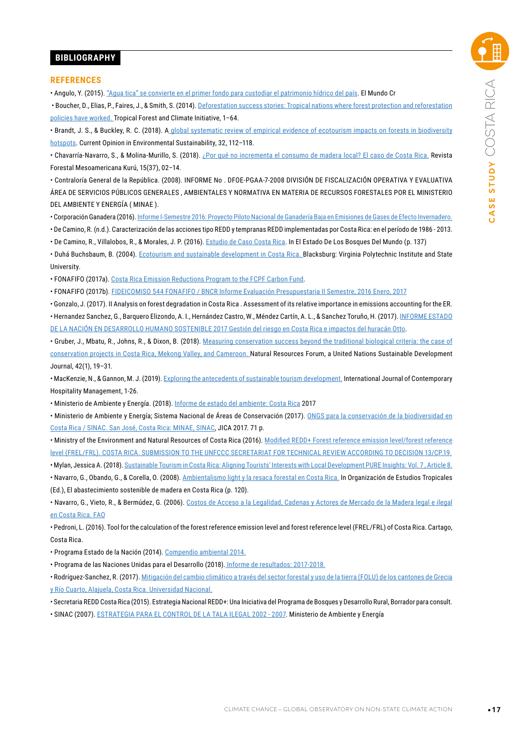# BIBLIOGRAPHY

## REFERENCES

- Angulo, Y. (2015). "Agua tica" se convierte en el primer fondo para custodiar el patrimonio hídrico del país. El Mundo Cr
- Boucher, D., Elias, P., Faires, J., & Smith, S. (2014). Deforestation success stories: Tropical nations where forest protection and reforestation policies have worked. Tropical Forest and Climate Initiative, 1–64.
- Brandt, J. S., & Buckley, R. C. (2018). A global systematic review of empirical evidence of ecotourism impacts on forests in biodiversity hotspots. Current Opinion in Environmental Sustainability, 32, 112–118.
- Chavarría-Navarro, S., & Molina-Murillo, S. (2018). ¿Por qué no incrementa el consumo de madera local? El caso de Costa Rica. Revista Forestal Mesoamericana Kurú, 15(37), 02–14.
- Contraloría General de la República. (2008). INFORME No . DFOE-PGAA-7-2008 DIVISIÓN DE FISCALIZACIÓN OPERATIVA Y EVALUATIVA ÁREA DE SERVICIOS PÚBLICOS GENERALES , AMBIENTALES Y NORMATIVA EN MATERIA DE RECURSOS FORESTALES POR EL MINISTERIO DEL AMBIENTE Y ENERGÍA ( MINAE ).
- Corporación Ganadera (2016). Informe I-Semestre 2016: Proyecto Piloto Nacional de Ganadería Baja en Emisiones de Gases de Efecto Invernadero.
- De Camino, R. (n.d.). Caracterización de las acciones tipo REDD y tempranas REDD implementadas por Costa Rica: en el período de 1986 - 2013.
- De Camino, R., Villalobos, R., & Morales, J. P. (2016). Estudio de Caso Costa Rica. In El Estado De Los Bosques Del Mundo (p. 137)
- Duhá Buchsbaum, B. (2004). Ecotourism and sustainable development in Costa Rica. Blacksburg: Virginia Polytechnic Institute and State University.
- FONAFIFO (2017a). Costa Rica Emission Reductions Program to the FCPF Carbon Fund.
- FONAFIFO (2017b). FIDEICOMISO 544 FONAFIFO / BNCR Informe Evaluación Presupuestaria II Semestre, 2016 Enero, 2017
- Gonzalo, J. (2017). II Analysis on forest degradation in Costa Rica . Assessment of its relative importance in emissions accounting for the ER.
- Hernandez Sanchez, G., Barquero Elizondo, A. I., Hernández Castro, W., Méndez Cartín, A. L., & Sanchez Toruño, H. (2017). INFORME ESTADO DE LA NACIÓN EN DESARROLLO HUMANO SOSTENIBLE 2017 Gestión del riesgo en Costa Rica e impactos del huracán Otto.
- Gruber, J., Mbatu, R., Johns, R., & Dixon, B. (2018). Measuring conservation success beyond the traditional biological criteria: the case of conservation projects in Costa Rica, Mekong Valley, and Cameroon. Natural Resources Forum, a United Nations Sustainable Development Journal, 42(1), 19–31.
- MacKenzie, N., & Gannon, M. J. (2019). Exploring the antecedents of sustainable tourism development. International Journal of Contemporary Hospitality Management, 1-26.
- Ministerio de Ambiente y Energía. (2018). Informe de estado del ambiente: Costa Rica 2017
- Ministerio de Ambiente y Energía; Sistema Nacional de Áreas de Conservación (2017). ONGS para la conservación de la biodiversidad en Costa Rica / SINAC. San José, Costa Rica: MINAE, SINAC, JICA 2017. 71 p.
- Ministry of the Environment and Natural Resources of Costa Rica (2016). Modified REDD+ Forest reference emission level/forest reference level (FREL/FRL). COSTA RICA. SUBMISSION TO THE UNFCCC SECRETARIAT FOR TECHNICAL REVIEW ACCORDING TO DECISION 13/CP.19.
- Mylan, Jessica A. (2018). Sustainable Tourism in Costa Rica: Aligning Tourists' Interests with Local Development PURE Insights: Vol. 7 , Article 8.
- Navarro, G., Obando, G., & Corella, O. (2008). Ambientalismo light y la resaca forestal en Costa Rica. In Organización de Estudios Tropicales (Ed.), El abastecimiento sostenible de madera en Costa Rica (p. 120).
- Navarro, G., Vieto, R., & Bermúdez, G. (2006). Costos de Acceso a la Legalidad, Cadenas y Actores de Mercado de la Madera legal e ilegal en Costa Rica. FAO
- Pedroni, L. (2016). Tool for the calculation of the forest reference emission level and forest reference level (FREL/FRL) of Costa Rica. Cartago, Costa Rica.
- Programa Estado de la Nación (2014). Compendio ambiental 2014.
- Programa de las Naciones Unidas para el Desarrollo (2018). Informe de resultados: 2017-2018.
- Rodríguez-Sanchez, R. (2017). Mitigación del cambio climático a través del sector forestal y uso de la tierra (FOLU) de los cantones de Grecia y Río Cuarto, Alajuela, Costa Rica. Universidad Nacional.
- Secretaria REDD Costa Rica (2015). Estrategia Nacional REDD+: Una Iniciativa del Programa de Bosques y Desarrollo Rural, Borrador para consult.
- SINAC (2007). ESTRATEGIA PARA EL CONTROL DE LA TALA ILEGAL 2002 - 2007. Ministerio de Ambiente y Energía